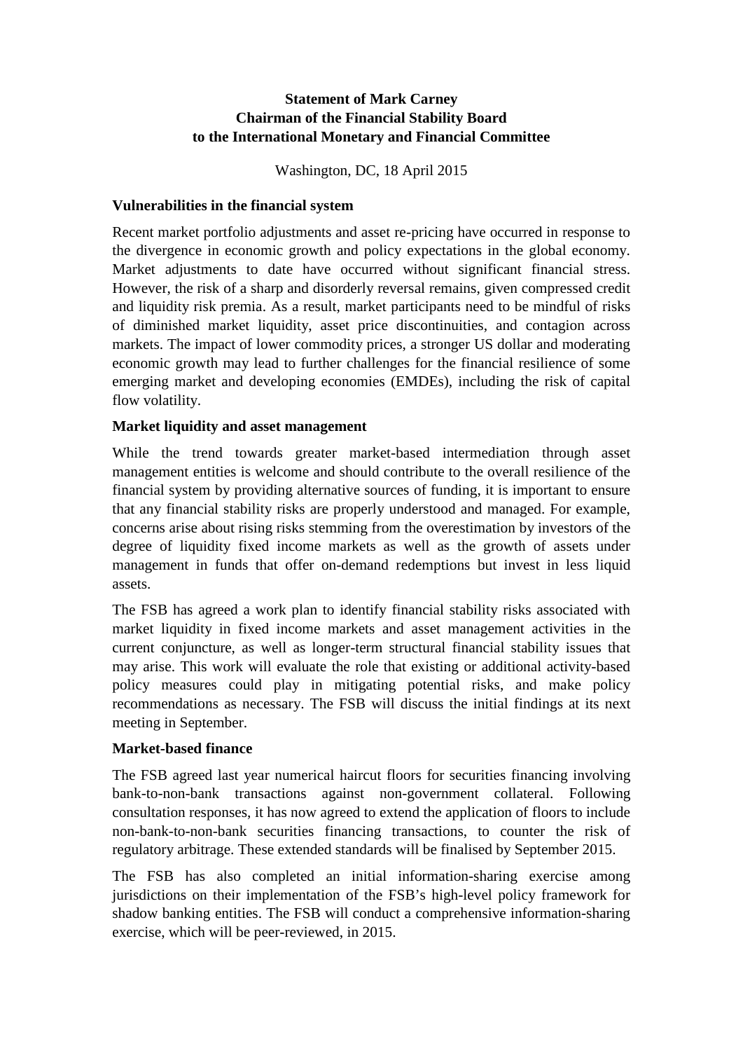**Statement of Mark Carney**
**Chairman of the Financial Stability Board**
**to the International Monetary and Financial Committee**

Washington, DC, 18 April 2015

## Vulnerabilities in the financial system

Recent market portfolio adjustments and asset re-pricing have occurred in response to the divergence in economic growth and policy expectations in the global economy. Market adjustments to date have occurred without significant financial stress. However, the risk of a sharp and disorderly reversal remains, given compressed credit and liquidity risk premia. As a result, market participants need to be mindful of risks of diminished market liquidity, asset price discontinuities, and contagion across markets. The impact of lower commodity prices, a stronger US dollar and moderating economic growth may lead to further challenges for the financial resilience of some emerging market and developing economies (EMDEs), including the risk of capital flow volatility.

## Market liquidity and asset management

While the trend towards greater market-based intermediation through asset management entities is welcome and should contribute to the overall resilience of the financial system by providing alternative sources of funding, it is important to ensure that any financial stability risks are properly understood and managed. For example, concerns arise about rising risks stemming from the overestimation by investors of the degree of liquidity fixed income markets as well as the growth of assets under management in funds that offer on-demand redemptions but invest in less liquid assets.

The FSB has agreed a work plan to identify financial stability risks associated with market liquidity in fixed income markets and asset management activities in the current conjuncture, as well as longer-term structural financial stability issues that may arise. This work will evaluate the role that existing or additional activity-based policy measures could play in mitigating potential risks, and make policy recommendations as necessary. The FSB will discuss the initial findings at its next meeting in September.

## Market-based finance

The FSB agreed last year numerical haircut floors for securities financing involving bank-to-non-bank transactions against non-government collateral. Following consultation responses, it has now agreed to extend the application of floors to include non-bank-to-non-bank securities financing transactions, to counter the risk of regulatory arbitrage. These extended standards will be finalised by September 2015.

The FSB has also completed an initial information-sharing exercise among jurisdictions on their implementation of the FSB's high-level policy framework for shadow banking entities. The FSB will conduct a comprehensive information-sharing exercise, which will be peer-reviewed, in 2015.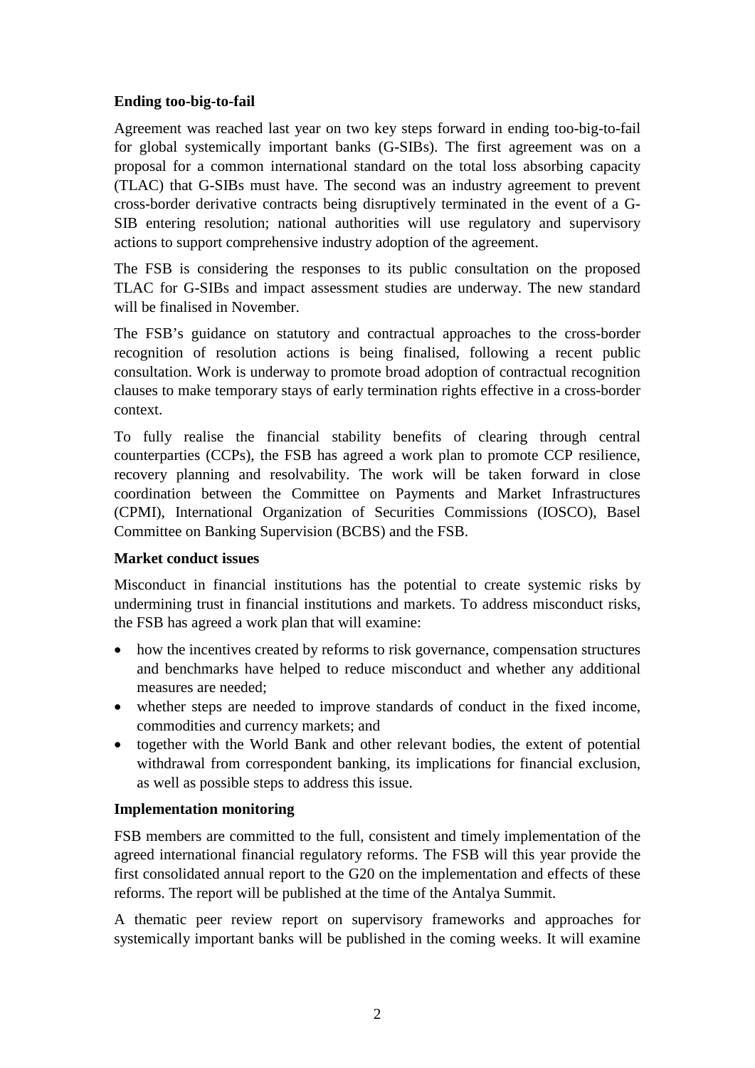**Ending too-big-to-fail**

Agreement was reached last year on two key steps forward in ending too-big-to-fail for global systemically important banks (G-SIBs). The first agreement was on a proposal for a common international standard on the total loss absorbing capacity (TLAC) that G-SIBs must have. The second was an industry agreement to prevent cross-border derivative contracts being disruptively terminated in the event of a G-SIB entering resolution; national authorities will use regulatory and supervisory actions to support comprehensive industry adoption of the agreement.

The FSB is considering the responses to its public consultation on the proposed TLAC for G-SIBs and impact assessment studies are underway. The new standard will be finalised in November.

The FSB's guidance on statutory and contractual approaches to the cross-border recognition of resolution actions is being finalised, following a recent public consultation. Work is underway to promote broad adoption of contractual recognition clauses to make temporary stays of early termination rights effective in a cross-border context.

To fully realise the financial stability benefits of clearing through central counterparties (CCPs), the FSB has agreed a work plan to promote CCP resilience, recovery planning and resolvability. The work will be taken forward in close coordination between the Committee on Payments and Market Infrastructures (CPMI), International Organization of Securities Commissions (IOSCO), Basel Committee on Banking Supervision (BCBS) and the FSB.

**Market conduct issues**

Misconduct in financial institutions has the potential to create systemic risks by undermining trust in financial institutions and markets. To address misconduct risks, the FSB has agreed a work plan that will examine:

- how the incentives created by reforms to risk governance, compensation structures and benchmarks have helped to reduce misconduct and whether any additional measures are needed;
- whether steps are needed to improve standards of conduct in the fixed income, commodities and currency markets; and
- together with the World Bank and other relevant bodies, the extent of potential withdrawal from correspondent banking, its implications for financial exclusion, as well as possible steps to address this issue.

**Implementation monitoring**

FSB members are committed to the full, consistent and timely implementation of the agreed international financial regulatory reforms. The FSB will this year provide the first consolidated annual report to the G20 on the implementation and effects of these reforms. The report will be published at the time of the Antalya Summit.

A thematic peer review report on supervisory frameworks and approaches for systemically important banks will be published in the coming weeks. It will examine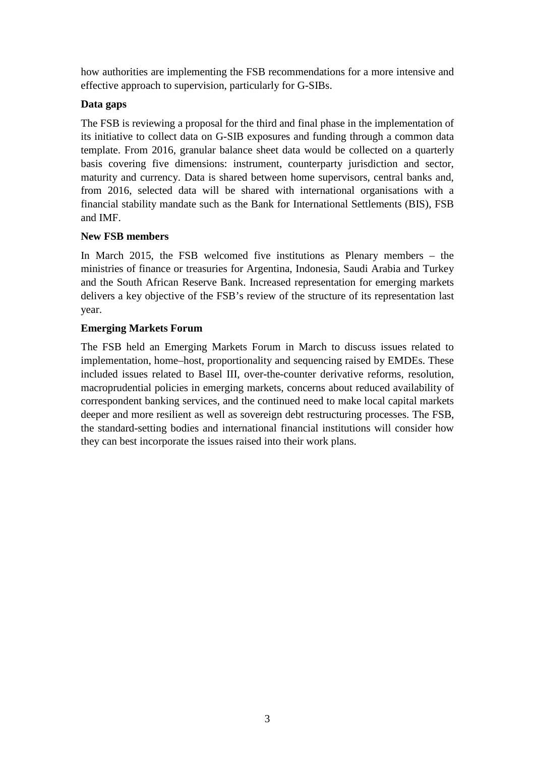how authorities are implementing the FSB recommendations for a more intensive and effective approach to supervision, particularly for G-SIBs.

**Data gaps**

The FSB is reviewing a proposal for the third and final phase in the implementation of its initiative to collect data on G-SIB exposures and funding through a common data template. From 2016, granular balance sheet data would be collected on a quarterly basis covering five dimensions: instrument, counterparty jurisdiction and sector, maturity and currency. Data is shared between home supervisors, central banks and, from 2016, selected data will be shared with international organisations with a financial stability mandate such as the Bank for International Settlements (BIS), FSB and IMF.

**New FSB members**

In March 2015, the FSB welcomed five institutions as Plenary members – the ministries of finance or treasuries for Argentina, Indonesia, Saudi Arabia and Turkey and the South African Reserve Bank. Increased representation for emerging markets delivers a key objective of the FSB's review of the structure of its representation last year.

**Emerging Markets Forum**

The FSB held an Emerging Markets Forum in March to discuss issues related to implementation, home–host, proportionality and sequencing raised by EMDEs. These included issues related to Basel III, over-the-counter derivative reforms, resolution, macroprudential policies in emerging markets, concerns about reduced availability of correspondent banking services, and the continued need to make local capital markets deeper and more resilient as well as sovereign debt restructuring processes. The FSB, the standard-setting bodies and international financial institutions will consider how they can best incorporate the issues raised into their work plans.